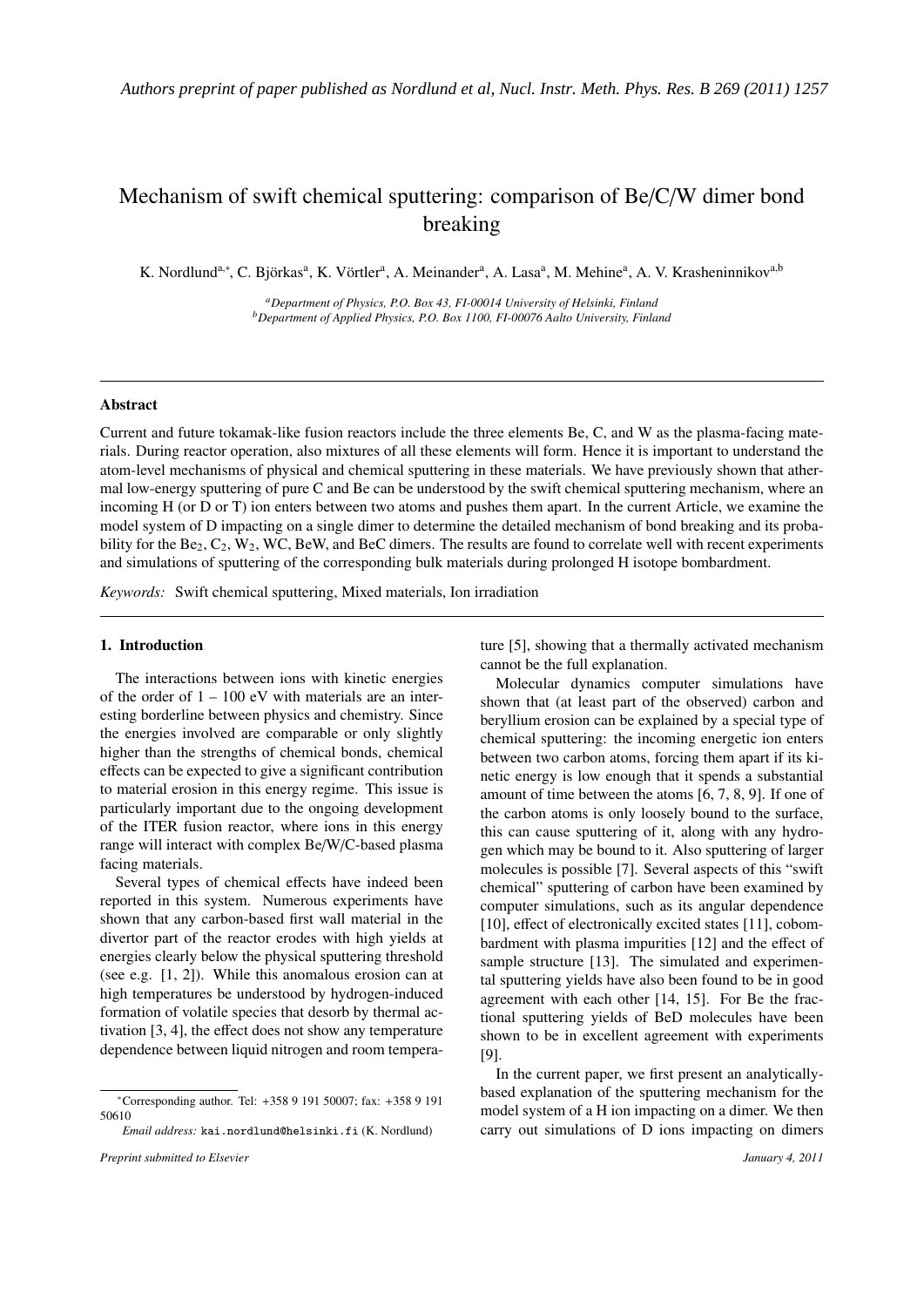*Authors preprint of paper published as Nordlund et al, Nucl. Instr. Meth. Phys. Res. B 269 (2011) 1257*

# Mechanism of swift chemical sputtering: comparison of Be/C/W dimer bond breaking

K. Nordlund[a,*], C. Björkas[a], K. Vörtler[a], A. Meinander[a], A. Lasa[a], M. Mehine[a], A. V. Krasheninnikov[a,b]

[a] *Department of Physics, P.O. Box 43, FI-00014 University of Helsinki, Finland*
[b] *Department of Applied Physics, P.O. Box 1100, FI-00076 Aalto University, Finland*

---

### Abstract

Current and future tokamak-like fusion reactors include the three elements Be, C, and W as the plasma-facing materials. During reactor operation, also mixtures of all these elements will form. Hence it is important to understand the atom-level mechanisms of physical and chemical sputtering in these materials. We have previously shown that athermal low-energy sputtering of pure C and Be can be understood by the swift chemical sputtering mechanism, where an incoming H (or D or T) ion enters between two atoms and pushes them apart. In the current Article, we examine the model system of D impacting on a single dimer to determine the detailed mechanism of bond breaking and its probability for the $Be_2$, $C_2$, $W_2$, WC, BeW, and BeC dimers. The results are found to correlate well with recent experiments and simulations of sputtering of the corresponding bulk materials during prolonged H isotope bombardment.

*Keywords:* Swift chemical sputtering, Mixed materials, Ion irradiation

---

## 1. Introduction

The interactions between ions with kinetic energies of the order of 1 – 100 eV with materials are an interesting borderline between physics and chemistry. Since the energies involved are comparable or only slightly higher than the strengths of chemical bonds, chemical effects can be expected to give a significant contribution to material erosion in this energy regime. This issue is particularly important due to the ongoing development of the ITER fusion reactor, where ions in this energy range will interact with complex Be/W/C-based plasma facing materials.

Several types of chemical effects have indeed been reported in this system. Numerous experiments have shown that any carbon-based first wall material in the divertor part of the reactor erodes with high yields at energies clearly below the physical sputtering threshold (see e.g. [1, 2]). While this anomalous erosion can at high temperatures be understood by hydrogen-induced formation of volatile species that desorb by thermal activation [3, 4], the effect does not show any temperature dependence between liquid nitrogen and room temperature [5], showing that a thermally activated mechanism cannot be the full explanation.

Molecular dynamics computer simulations have shown that (at least part of the observed) carbon and beryllium erosion can be explained by a special type of chemical sputtering: the incoming energetic ion enters between two carbon atoms, forcing them apart if its kinetic energy is low enough that it spends a substantial amount of time between the atoms [6, 7, 8, 9]. If one of the carbon atoms is only loosely bound to the surface, this can cause sputtering of it, along with any hydrogen which may be bound to it. Also sputtering of larger molecules is possible [7]. Several aspects of this "swift chemical" sputtering of carbon have been examined by computer simulations, such as its angular dependence [10], effect of electronically excited states [11], cobombardment with plasma impurities [12] and the effect of sample structure [13]. The simulated and experimental sputtering yields have also been found to be in good agreement with each other [14, 15]. For Be the fractional sputtering yields of BeD molecules have been shown to be in excellent agreement with experiments [9].

In the current paper, we first present an analytically-based explanation of the sputtering mechanism for the model system of a H ion impacting on a dimer. We then carry out simulations of D ions impacting on dimers

---

*Corresponding author. Tel: +358 9 191 50007; fax: +358 9 191 50610

*Email address:* kai.nordlund@helsinki.fi (K. Nordlund)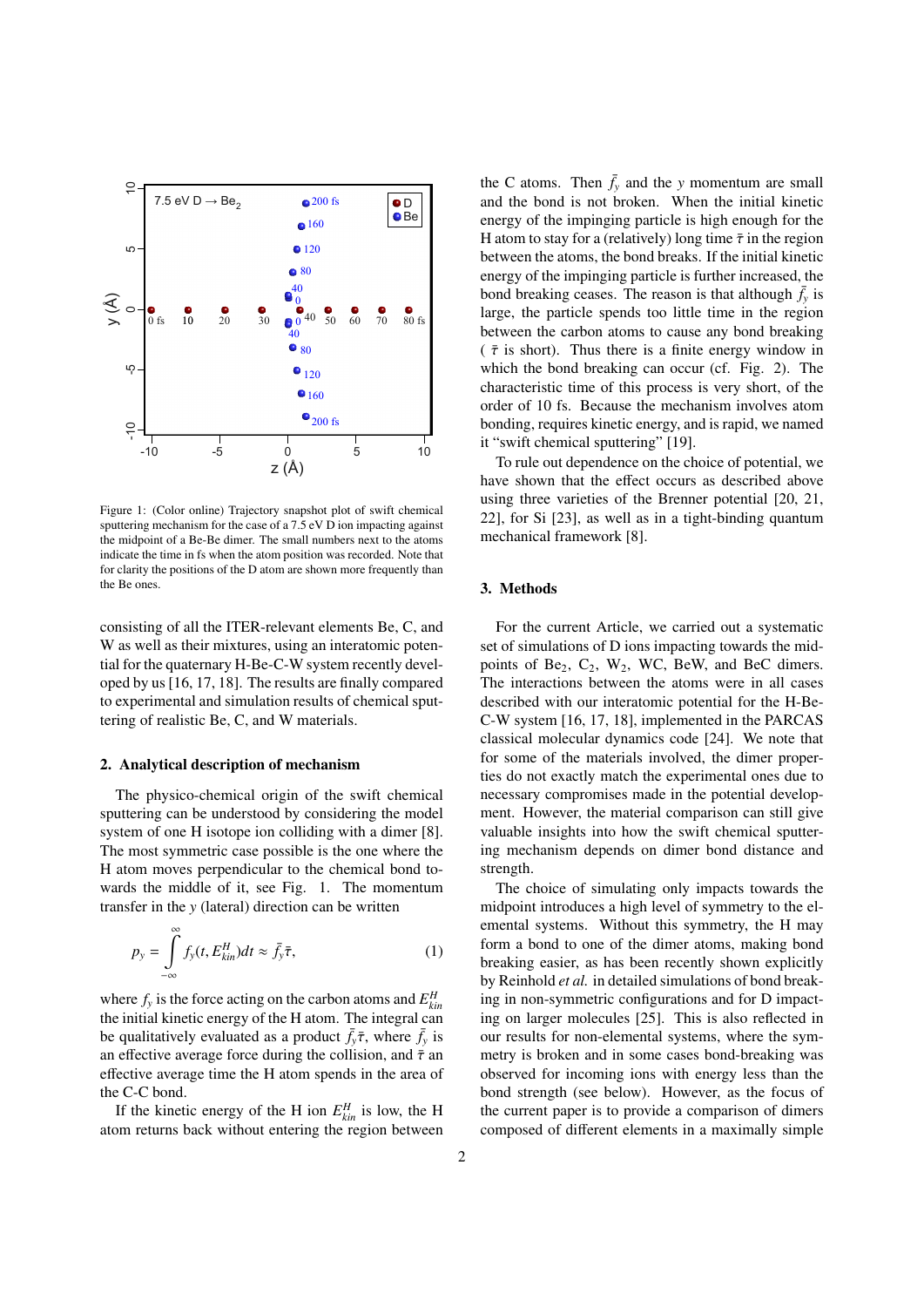Figure 1: (Color online) Trajectory snapshot plot of swift chemical sputtering mechanism for the case of a 7.5 eV D ion impacting against the midpoint of a Be-Be dimer. The small numbers next to the atoms indicate the time in fs when the atom position was recorded. Note that for clarity the positions of the D atom are shown more frequently than the Be ones.

consisting of all the ITER-relevant elements Be, C, and W as well as their mixtures, using an interatomic potential for the quaternary H-Be-C-W system recently developed by us [16, 17, 18]. The results are finally compared to experimental and simulation results of chemical sputtering of realistic Be, C, and W materials.

## 2. Analytical description of mechanism

The physico-chemical origin of the swift chemical sputtering can be understood by considering the model system of one H isotope ion colliding with a dimer [8]. The most symmetric case possible is the one where the H atom moves perpendicular to the chemical bond towards the middle of it, see Fig. 1. The momentum transfer in the $y$ (lateral) direction can be written

$$p_y = \int_{-\infty}^{\infty} f_y(t, E_{kin}^H)dt \approx \bar{f}_y \bar{\tau}, \quad (1)$$

where $f_y$ is the force acting on the carbon atoms and $E_{kin}^H$ the initial kinetic energy of the H atom. The integral can be qualitatively evaluated as a product $\bar{f}_y \bar{\tau}$, where $\bar{f}_y$ is an effective average force during the collision, and $\bar{\tau}$ an effective average time the H atom spends in the area of the C-C bond.

If the kinetic energy of the H ion $E_{kin}^H$ is low, the H atom returns back without entering the region between the C atoms. Then $\bar{f}_y$ and the $y$ momentum are small and the bond is not broken. When the initial kinetic energy of the impinging particle is high enough for the H atom to stay for a (relatively) long time $\bar{\tau}$ in the region between the atoms, the bond breaks. If the initial kinetic energy of the impinging particle is further increased, the bond breaking ceases. The reason is that although $\bar{f}_y$ is large, the particle spends too little time in the region between the carbon atoms to cause any bond breaking ( $\bar{\tau}$ is short). Thus there is a finite energy window in which the bond breaking can occur (cf. Fig. 2). The characteristic time of this process is very short, of the order of 10 fs. Because the mechanism involves atom bonding, requires kinetic energy, and is rapid, we named it "swift chemical sputtering" [19].

To rule out dependence on the choice of potential, we have shown that the effect occurs as described above using three varieties of the Brenner potential [20, 21, 22], for Si [23], as well as in a tight-binding quantum mechanical framework [8].

## 3. Methods

For the current Article, we carried out a systematic set of simulations of D ions impacting towards the midpoints of $Be_2$, $C_2$, $W_2$, WC, BeW, and BeC dimers. The interactions between the atoms were in all cases described with our interatomic potential for the H-Be-C-W system [16, 17, 18], implemented in the PARCAS classical molecular dynamics code [24]. We note that for some of the materials involved, the dimer properties do not exactly match the experimental ones due to necessary compromises made in the potential development. However, the material comparison can still give valuable insights into how the swift chemical sputtering mechanism depends on dimer bond distance and strength.

The choice of simulating only impacts towards the midpoint introduces a high level of symmetry to the elemental systems. Without this symmetry, the H may form a bond to one of the dimer atoms, making bond breaking easier, as has been recently shown explicitly by Reinhold *et al.* in detailed simulations of bond breaking in non-symmetric configurations and for D impacting on larger molecules [25]. This is also reflected in our results for non-elemental systems, where the symmetry is broken and in some cases bond-breaking was observed for incoming ions with energy less than the bond strength (see below). However, as the focus of the current paper is to provide a comparison of dimers composed of different elements in a maximally simple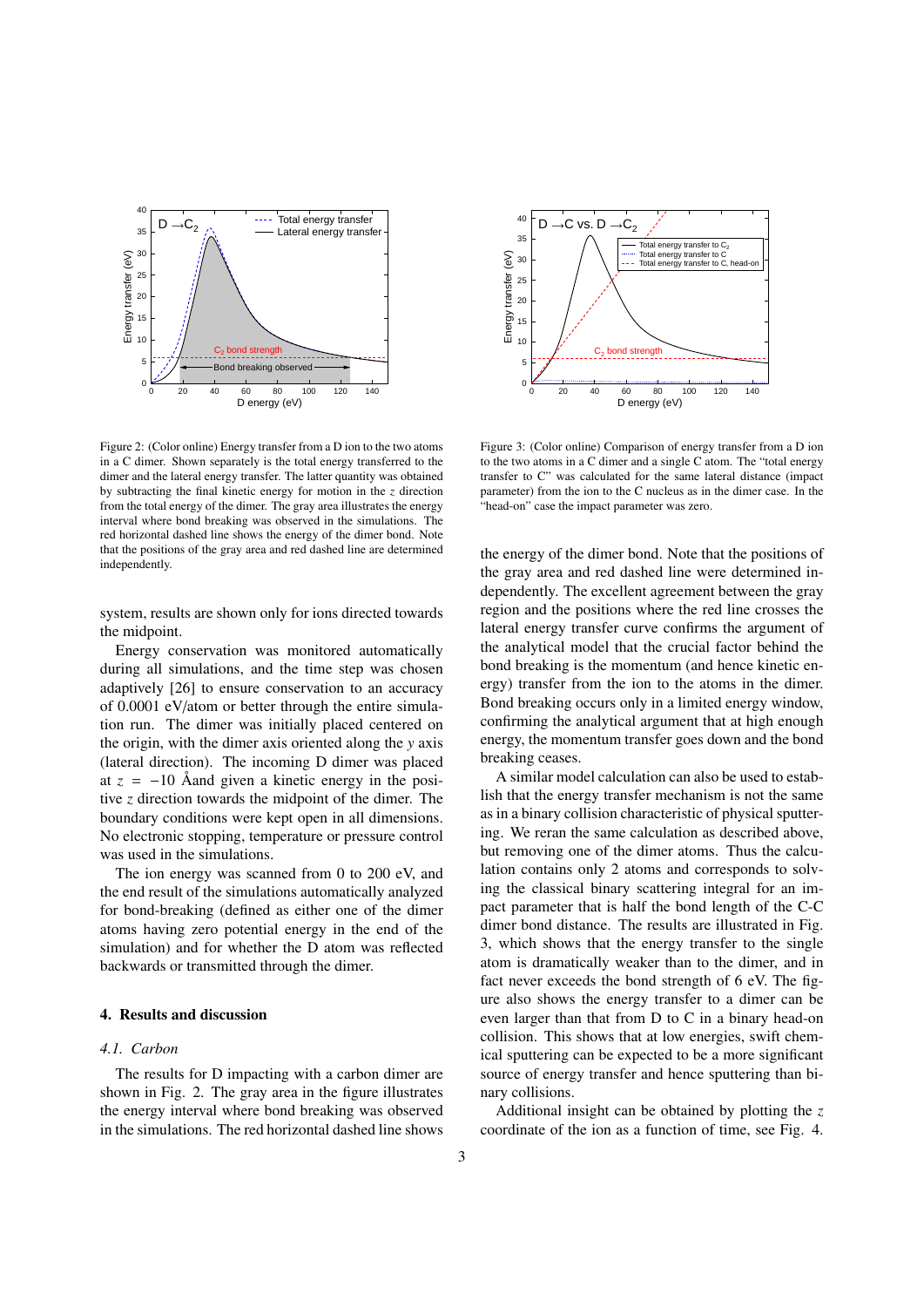Figure 2: (Color online) Energy transfer from a D ion to the two atoms in a C dimer. Shown separately is the total energy transferred to the dimer and the lateral energy transfer. The latter quantity was obtained by subtracting the final kinetic energy for motion in the $z$ direction from the total energy of the dimer. The gray area illustrates the energy interval where bond breaking was observed in the simulations. The red horizontal dashed line shows the energy of the dimer bond. Note that the positions of the gray area and red dashed line are determined independently.

Figure 3: (Color online) Comparison of energy transfer from a D ion to the two atoms in a C dimer and a single C atom. The "total energy transfer to C" was calculated for the same lateral distance (impact parameter) from the ion to the C nucleus as in the dimer case. In the "head-on" case the impact parameter was zero.

system, results are shown only for ions directed towards the midpoint.

Energy conservation was monitored automatically during all simulations, and the time step was chosen adaptively [26] to ensure conservation to an accuracy of 0.0001 eV/atom or better through the entire simulation run. The dimer was initially placed centered on the origin, with the dimer axis oriented along the $y$ axis (lateral direction). The incoming D dimer was placed at $z = -10$ Åand given a kinetic energy in the positive $z$ direction towards the midpoint of the dimer. The boundary conditions were kept open in all dimensions. No electronic stopping, temperature or pressure control was used in the simulations.

The ion energy was scanned from 0 to 200 eV, and the end result of the simulations automatically analyzed for bond-breaking (defined as either one of the dimer atoms having zero potential energy in the end of the simulation) and for whether the D atom was reflected backwards or transmitted through the dimer.

## 4. Results and discussion

### *4.1. Carbon*

The results for D impacting with a carbon dimer are shown in Fig. 2. The gray area in the figure illustrates the energy interval where bond breaking was observed in the simulations. The red horizontal dashed line shows the energy of the dimer bond. Note that the positions of the gray area and red dashed line were determined independently. The excellent agreement between the gray region and the positions where the red line crosses the lateral energy transfer curve confirms the argument of the analytical model that the crucial factor behind the bond breaking is the momentum (and hence kinetic energy) transfer from the ion to the atoms in the dimer. Bond breaking occurs only in a limited energy window, confirming the analytical argument that at high enough energy, the momentum transfer goes down and the bond breaking ceases.

A similar model calculation can also be used to establish that the energy transfer mechanism is not the same as in a binary collision characteristic of physical sputtering. We reran the same calculation as described above, but removing one of the dimer atoms. Thus the calculation contains only 2 atoms and corresponds to solving the classical binary scattering integral for an impact parameter that is half the bond length of the C-C dimer bond distance. The results are illustrated in Fig. 3, which shows that the energy transfer to the single atom is dramatically weaker than to the dimer, and in fact never exceeds the bond strength of 6 eV. The figure also shows the energy transfer to a dimer can be even larger than that from D to C in a binary head-on collision. This shows that at low energies, swift chemical sputtering can be expected to be a more significant source of energy transfer and hence sputtering than binary collisions.

Additional insight can be obtained by plotting the $z$ coordinate of the ion as a function of time, see Fig. 4.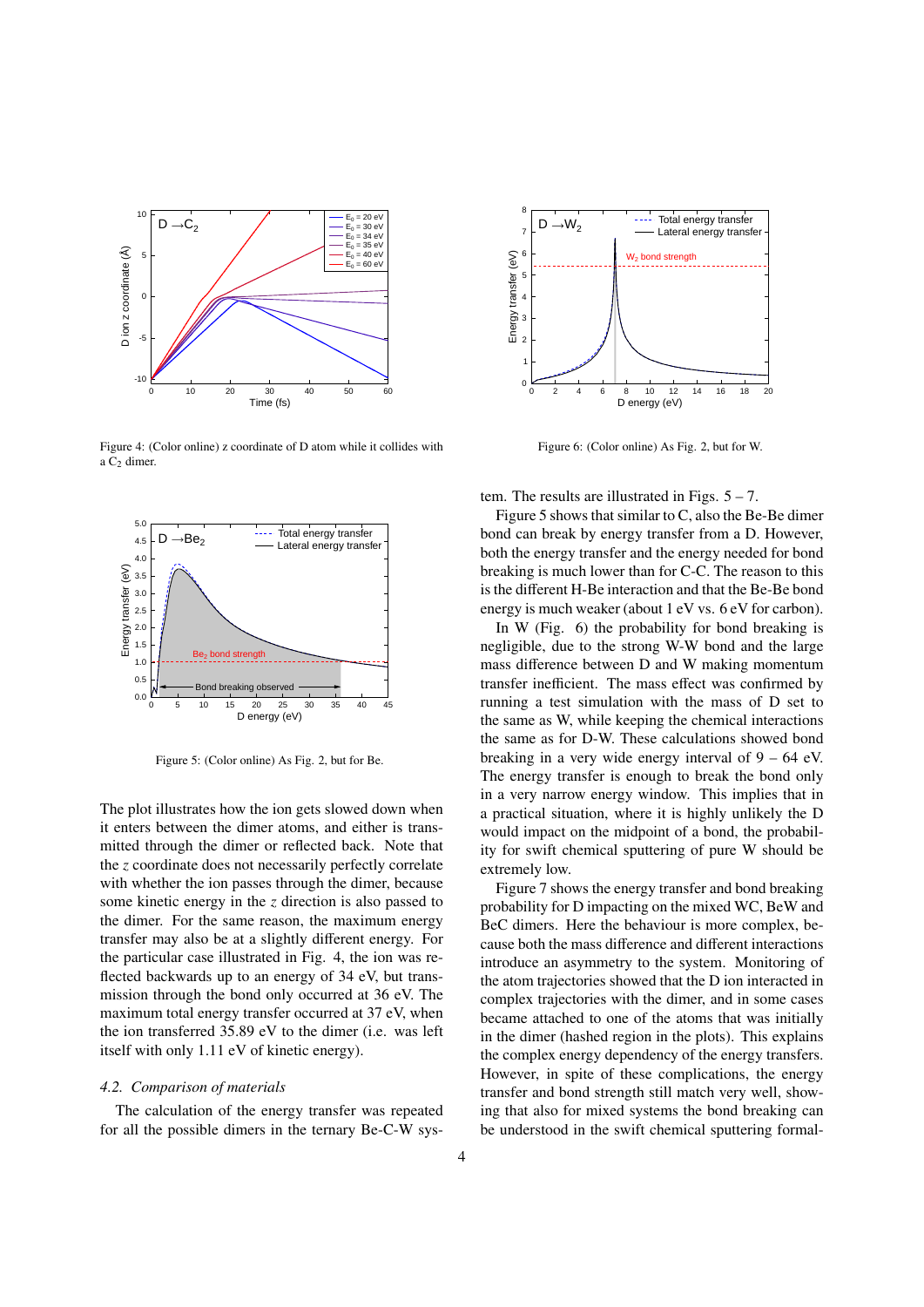Figure 4: (Color online) z coordinate of D atom while it collides with a $C_2$ dimer.

Figure 5: (Color online) As Fig. 2, but for Be.

The plot illustrates how the ion gets slowed down when it enters between the dimer atoms, and either is transmitted through the dimer or reflected back. Note that the $z$ coordinate does not necessarily perfectly correlate with whether the ion passes through the dimer, because some kinetic energy in the $z$ direction is also passed to the dimer. For the same reason, the maximum energy transfer may also be at a slightly different energy. For the particular case illustrated in Fig. 4, the ion was reflected backwards up to an energy of 34 eV, but transmission through the bond only occurred at 36 eV. The maximum total energy transfer occurred at 37 eV, when the ion transferred 35.89 eV to the dimer (i.e. was left itself with only 1.11 eV of kinetic energy).

### 4.2. Comparison of materials

The calculation of the energy transfer was repeated for all the possible dimers in the ternary Be-C-W system. The results are illustrated in Figs. 5 – 7.

Figure 5 shows that similar to C, also the Be-Be dimer bond can break by energy transfer from a D. However, both the energy transfer and the energy needed for bond breaking is much lower than for C-C. The reason to this is the different H-Be interaction and that the Be-Be bond energy is much weaker (about 1 eV vs. 6 eV for carbon).

In W (Fig. 6) the probability for bond breaking is negligible, due to the strong W-W bond and the large mass difference between D and W making momentum transfer inefficient. The mass effect was confirmed by running a test simulation with the mass of D set to the same as W, while keeping the chemical interactions the same as for D-W. These calculations showed bond breaking in a very wide energy interval of 9 – 64 eV. The energy transfer is enough to break the bond only in a very narrow energy window. This implies that in a practical situation, where it is highly unlikely the D would impact on the midpoint of a bond, the probability for swift chemical sputtering of pure W should be extremely low.

Figure 7 shows the energy transfer and bond breaking probability for D impacting on the mixed WC, BeW and BeC dimers. Here the behaviour is more complex, because both the mass difference and different interactions introduce an asymmetry to the system. Monitoring of the atom trajectories showed that the D ion interacted in complex trajectories with the dimer, and in some cases became attached to one of the atoms that was initially in the dimer (hashed region in the plots). This explains the complex energy dependency of the energy transfers. However, in spite of these complications, the energy transfer and bond strength still match very well, showing that also for mixed systems the bond breaking can be understood in the swift chemical sputtering formal-

Figure 6: (Color online) As Fig. 2, but for W.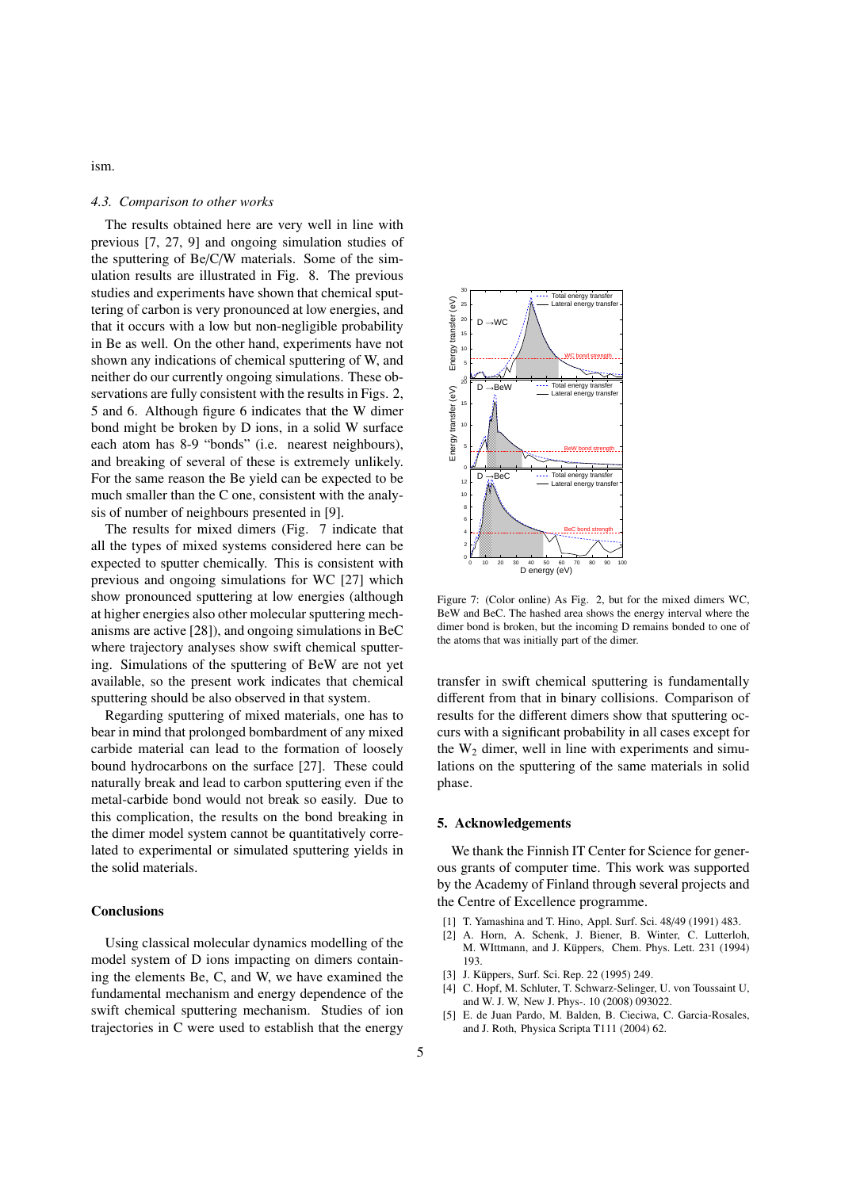ism.

### 4.3. Comparison to other works

The results obtained here are very well in line with previous [7, 27, 9] and ongoing simulation studies of the sputtering of Be/C/W materials. Some of the simulation results are illustrated in Fig. 8. The previous studies and experiments have shown that chemical sputtering of carbon is very pronounced at low energies, and that it occurs with a low but non-negligible probability in Be as well. On the other hand, experiments have not shown any indications of chemical sputtering of W, and neither do our currently ongoing simulations. These observations are fully consistent with the results in Figs. 2, 5 and 6. Although figure 6 indicates that the W dimer bond might be broken by D ions, in a solid W surface each atom has 8-9 "bonds" (i.e. nearest neighbours), and breaking of several of these is extremely unlikely. For the same reason the Be yield can be expected to be much smaller than the C one, consistent with the analysis of number of neighbours presented in [9].

The results for mixed dimers (Fig. 7 indicate that all the types of mixed systems considered here can be expected to sputter chemically. This is consistent with previous and ongoing simulations for WC [27] which show pronounced sputtering at low energies (although at higher energies also other molecular sputtering mechanisms are active [28]), and ongoing simulations in BeC where trajectory analyses show swift chemical sputtering. Simulations of the sputtering of BeW are not yet available, so the present work indicates that chemical sputtering should be also observed in that system.

Regarding sputtering of mixed materials, one has to bear in mind that prolonged bombardment of any mixed carbide material can lead to the formation of loosely bound hydrocarbons on the surface [27]. These could naturally break and lead to carbon sputtering even if the metal-carbide bond would not break so easily. Due to this complication, the results on the bond breaking in the dimer model system cannot be quantitatively correlated to experimental or simulated sputtering yields in the solid materials.

## Conclusions

Using classical molecular dynamics modelling of the model system of D ions impacting on dimers containing the elements Be, C, and W, we have examined the fundamental mechanism and energy dependence of the swift chemical sputtering mechanism. Studies of ion trajectories in C were used to establish that the energy transfer in swift chemical sputtering is fundamentally different from that in binary collisions. Comparison of results for the different dimers show that sputtering occurs with a significant probability in all cases except for the $W_2$ dimer, well in line with experiments and simulations on the sputtering of the same materials in solid phase.

Figure 7: (Color online) As Fig. 2, but for the mixed dimers WC, BeW and BeC. The hashed area shows the energy interval where the dimer bond is broken, but the incoming D remains bonded to one of the atoms that was initially part of the dimer.

## 5. Acknowledgements

We thank the Finnish IT Center for Science for generous grants of computer time. This work was supported by the Academy of Finland through several projects and the Centre of Excellence programme.

- [1] T. Yamashina and T. Hino, Appl. Surf. Sci. 48/49 (1991) 483.
- [2] A. Horn, A. Schenk, J. Biener, B. Winter, C. Lutterloh, M. WIttmann, and J. Küppers, Chem. Phys. Lett. 231 (1994) 193.
- [3] J. Küppers, Surf. Sci. Rep. 22 (1995) 249.
- [4] C. Hopf, M. Schluter, T. Schwarz-Selinger, U. von Toussaint U, and W. J. W, New J. Phys-. 10 (2008) 093022.
- [5] E. de Juan Pardo, M. Balden, B. Cieciwa, C. Garcia-Rosales, and J. Roth, Physica Scripta T111 (2004) 62.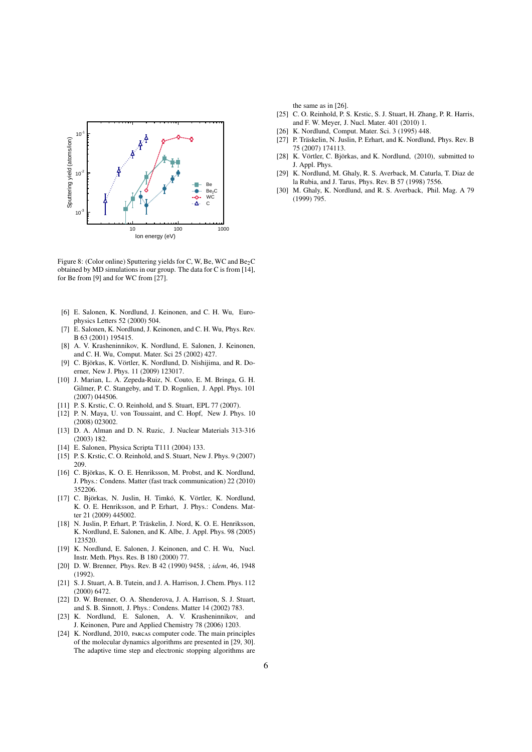Sputtering yield (atoms/ion)

$10^{-1}$

$10^{-2}$

$10^{-3}$

10

100

1000

Ion energy (eV)

Be

$Be_2C$

WC

C

Figure 8: (Color online) Sputtering yields for C, W, Be, WC and $Be_2C$ obtained by MD simulations in our group. The data for C is from [14], for Be from [9] and for WC from [27].

[6] E. Salonen, K. Nordlund, J. Keinonen, and C. H. Wu, Europhysics Letters 52 (2000) 504.

[7] E. Salonen, K. Nordlund, J. Keinonen, and C. H. Wu, Phys. Rev. B 63 (2001) 195415.

[8] A. V. Krasheninnikov, K. Nordlund, E. Salonen, J. Keinonen, and C. H. Wu, Comput. Mater. Sci 25 (2002) 427.

[9] C. Björkas, K. Vörtler, K. Nordlund, D. Nishijima, and R. Doerner, New J. Phys. 11 (2009) 123017.

[10] J. Marian, L. A. Zepeda-Ruiz, N. Couto, E. M. Bringa, G. H. Gilmer, P. C. Stangeby, and T. D. Rognlien, J. Appl. Phys. 101 (2007) 044506.

[11] P. S. Krstic, C. O. Reinhold, and S. Stuart, EPL 77 (2007).

[12] P. N. Maya, U. von Toussaint, and C. Hopf, New J. Phys. 10 (2008) 023002.

[13] D. A. Alman and D. N. Ruzic, J. Nuclear Materials 313-316 (2003) 182.

[14] E. Salonen, Physica Scripta T111 (2004) 133.

[15] P. S. Krstic, C. O. Reinhold, and S. Stuart, New J. Phys. 9 (2007) 209.

[16] C. Björkas, K. O. E. Henriksson, M. Probst, and K. Nordlund, J. Phys.: Condens. Matter (fast track communication) 22 (2010) 352206.

[17] C. Björkas, N. Juslin, H. Timkó, K. Vörtler, K. Nordlund, K. O. E. Henriksson, and P. Erhart, J. Phys.: Condens. Matter 21 (2009) 445002.

[18] N. Juslin, P. Erhart, P. Träskelin, J. Nord, K. O. E. Henriksson, K. Nordlund, E. Salonen, and K. Albe, J. Appl. Phys. 98 (2005) 123520.

[19] K. Nordlund, E. Salonen, J. Keinonen, and C. H. Wu, Nucl. Instr. Meth. Phys. Res. B 180 (2000) 77.

[20] D. W. Brenner, Phys. Rev. B 42 (1990) 9458, ; *idem*, 46, 1948 (1992).

[21] S. J. Stuart, A. B. Tutein, and J. A. Harrison, J. Chem. Phys. 112 (2000) 6472.

[22] D. W. Brenner, O. A. Shenderova, J. A. Harrison, S. J. Stuart, and S. B. Sinnott, J. Phys.: Condens. Matter 14 (2002) 783.

[23] K. Nordlund, E. Salonen, A. V. Krasheninnikov, and J. Keinonen, Pure and Applied Chemistry 78 (2006) 1203.

[24] K. Nordlund, 2010, PARCAS computer code. The main principles of the molecular dynamics algorithms are presented in [29, 30]. The adaptive time step and electronic stopping algorithms are the same as in [26].

[25] C. O. Reinhold, P. S. Krstic, S. J. Stuart, H. Zhang, P. R. Harris, and F. W. Meyer, J. Nucl. Mater. 401 (2010) 1.

[26] K. Nordlund, Comput. Mater. Sci. 3 (1995) 448.

[27] P. Träskelin, N. Juslin, P. Erhart, and K. Nordlund, Phys. Rev. B 75 (2007) 174113.

[28] K. Vörtler, C. Björkas, and K. Nordlund, (2010), submitted to J. Appl. Phys.

[29] K. Nordlund, M. Ghaly, R. S. Averback, M. Caturla, T. Diaz de la Rubia, and J. Tarus, Phys. Rev. B 57 (1998) 7556.

[30] M. Ghaly, K. Nordlund, and R. S. Averback, Phil. Mag. A 79 (1999) 795.